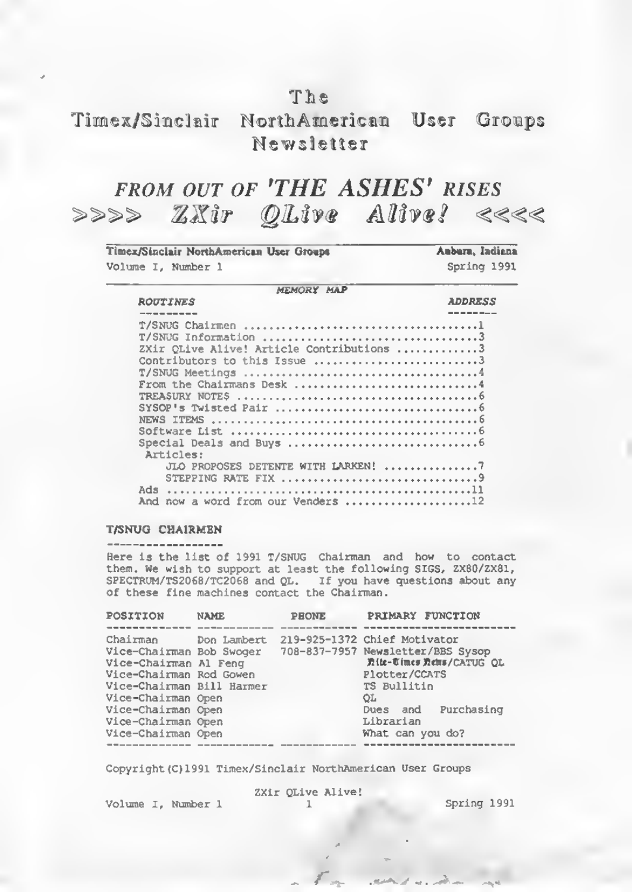# The Timex/Sinclair NorthAmerican User Groups Newsletter

## *FROM OUT OF 'THE ASHES' RISES*
## >>>> *ZXir QLive Alive!* <<<<

**Timex/Sinclair NorthAmerican User Groups** — **Auburn, Indiana**
Volume I, Number 1 — Spring 1991

*MEMORY MAP*

| *ROUTINES* | *ADDRESS* |
|---|---|
| T/SNUG Chairmen | 1 |
| T/SNUG Information | 3 |
| ZXir QLive Alive! Article Contributions | 3 |
| Contributors to this Issue | 3 |
| T/SNUG Meetings | 4 |
| From the Chairmans Desk | 4 |
| TREA$URY NOTE$ | 6 |
| SYSOP's Twisted Pair | 6 |
| NEWS ITEMS | 6 |
| Software List | 6 |
| Special Deals and Buys | 6 |
| Articles: | |
| JLO PROPOSES DETENTE WITH LARKEN! | 7 |
| STEPPING RATE FIX | 9 |
| Ads | 11 |
| And now a word from our Venders | 12 |

### T/SNUG CHAIRMEN

Here is the list of 1991 T/SNUG Chairman and how to contact them. We wish to support at least the following SIGS, ZX80/ZX81, SPECTRUM/TS2068/TC2068 and QL. If you have questions about any of these fine machines contact the Chairman.

| POSITION | NAME | PHONE | PRIMARY FUNCTION |
|---|---|---|---|
| Chairman | Don Lambert | 219-925-1372 | Chief Motivator |
| Vice-Chairman | Bob Swoger | 708-837-7957 | Newsletter/BBS Sysop |
| Vice-Chairman | Al Feng | | Nite-Times News/CATUG QL |
| Vice-Chairman | Rod Gowen | | Plotter/CCATS |
| Vice-Chairman | Bill Harmer | | TS Bullitin |
| Vice-Chairman | Open | | QL |
| Vice-Chairman | Open | | Dues and Purchasing |
| Vice-Chairman | Open | | Librarian |
| Vice-Chairman | Open | | What can you do? |

Copyright(C)1991 Timex/Sinclair NorthAmerican User Groups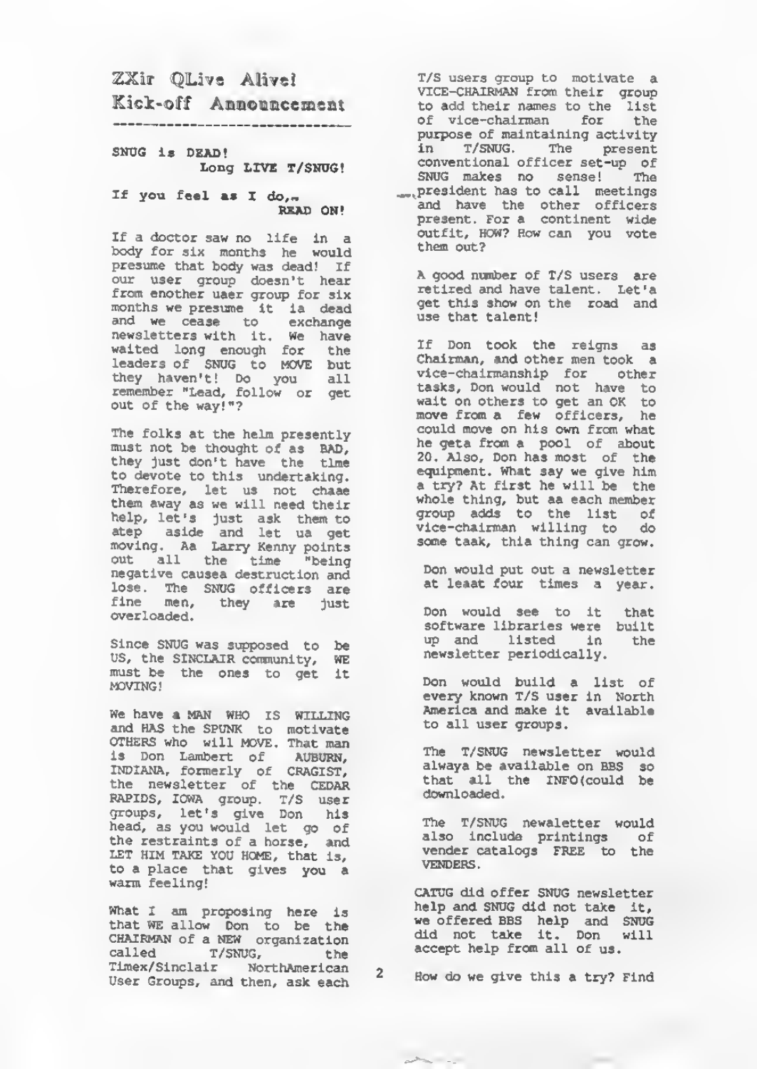# ZXir QLive Alive! Kick-off Announcement

**SNUG is DEAD!**
**Long LIVE T/SNUG!**

**If you feel as I do,.. READ ON!**

If a doctor saw no life in a body for six months he would presume that body was dead! If our user group doesn't hear from enother uaer group for six months we presume it ia dead and we cease to exchange newsletters with it. We have waited long enough for the leaders of SNUG to MOVE but they haven't! Do you all remember "Lead, follow or get out of the way!"?

The folks at the helm presently must not be thought of as BAD, they just don't have the time to devote to this undertaking. Therefore, let us not chaae them away as we will need their help, let's just ask them to atep aside and let ua get moving. Aa Larry Kenny points out all the time "being negative causea destruction and lose. The SNUG officers are fine men, they are just overloaded.

Since SNUG was supposed to be US, the SINCLAIR community, WE must be the ones to get it MOVING!

We have a MAN WHO IS WILLING and HAS the SPUNK to motivate OTHERS who will MOVE. That man is Don Lambert of AUBURN, INDIANA, formerly of CRAGIST, the newsletter of the CEDAR RAPIDS, IOWA group. T/S user groups, let's give Don his head, as you would let go of the restraints of a horse, and LET HIM TAKE YOU HOME, that is, to a place that gives you a warm feeling!

What I am proposing here is that WE allow Don to be the CHAIRMAN of a NEW organization called T/SNUG, the Timex/Sinclair NorthAmerican User Groups, and then, ask each T/S users group to motivate a VICE-CHAIRMAN from their group to add their names to the list of vice-chairman for the purpose of maintaining activity in T/SNUG. The present conventional officer set-up of SNUG makes no sense! The president has to call meetings and have the other officers present. For a continent wide outfit, HOW? How can you vote them out?

A good number of T/S users are retired and have talent. Let'a get this show on the road and use that talent!

If Don took the reigns as Chairman, and other men took a vice-chairmanship for other tasks, Don would not have to wait on others to get an OK to move from a few officers, he could move on his own from what he geta from a pool of about 20. Also, Don has most of the equipment. What say we give him a try? At first he will be the whole thing, but aa each member group adds to the list of vice-chairman willing to do some taak, thia thing can grow.

Don would put out a newsletter at leaat four times a year.

Don would see to it that software libraries were built up and listed in the newsletter periodically.

Don would build a list of every known T/S user in North America and make it available to all user groups.

The T/SNUG newsletter would alwaya be available on BBS so that all the INFO(could be downloaded.

The T/SNUG newaletter would also include printings of vender catalogs FREE to the VENDERS.

CATUG did offer SNUG newsletter help and SNUG did not take it, we offered BBS help and SNUG did not take it. Don will accept help from all of us.

How do we give this a try? Find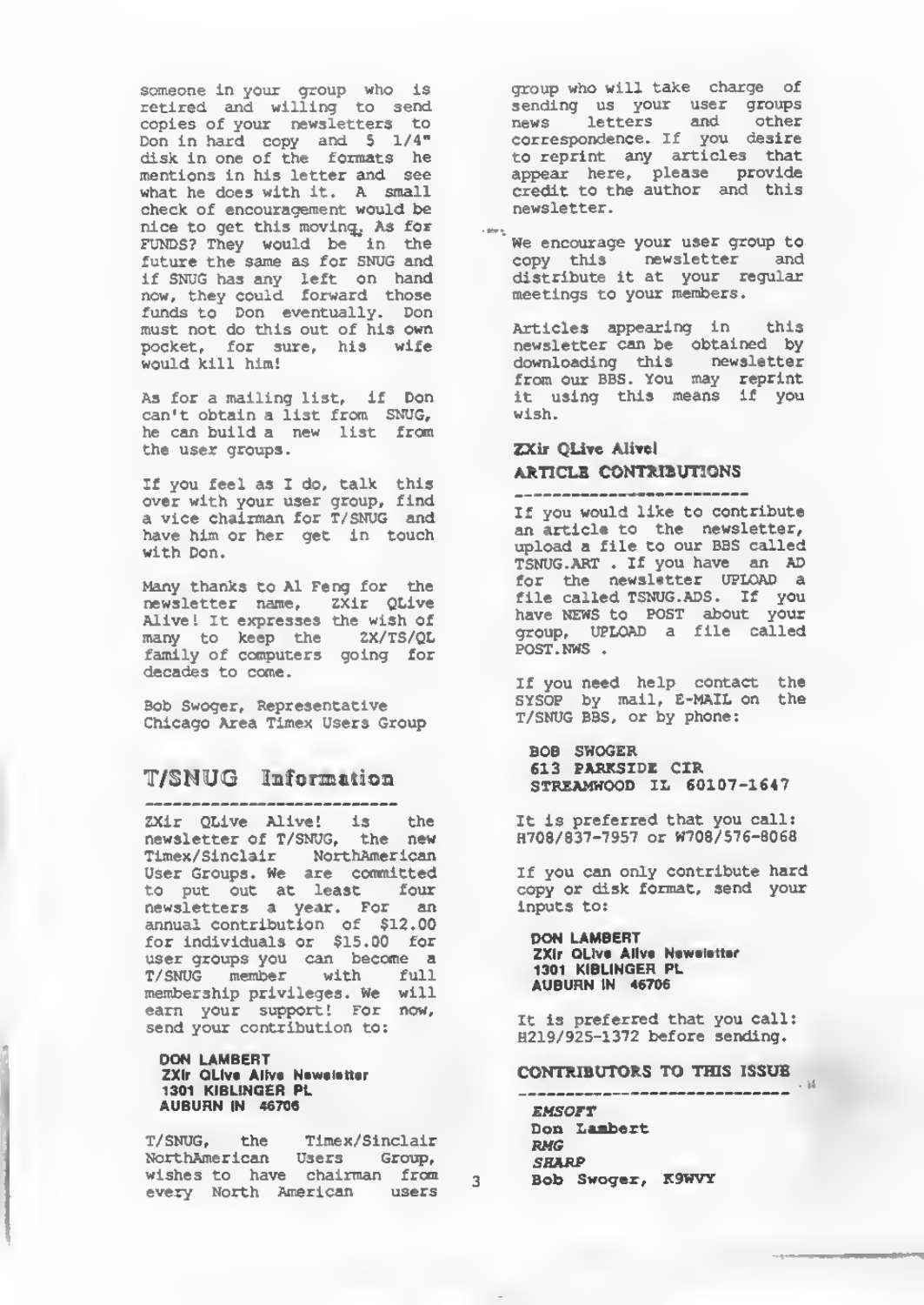someone in your group who is retired and willing to send copies of your newsletters to Don in hard copy and 5 1/4" disk in one of the formats he mentions in his letter and see what he does with it. A small check of encouragement would be nice to get this moving. As for FUNDS? They would be in the future the same as for SNUG and if SNUG has any left on hand now, they could forward those funds to Don eventually. Don must not do this out of his own pocket, for sure, his wife would kill him!

As for a mailing list, if Don can't obtain a list from SNUG, he can build a new list from the user groups.

If you feel as I do, talk this over with your user group, find a vice chairman for T/SNUG and have him or her get in touch with Don.

Many thanks to Al Feng for the newsletter name, ZXir QLive Alive! It expresses the wish of many to keep the ZX/TS/QL family of computers going for decades to come.

Bob Swoger, Representative
Chicago Area Timex Users Group

## T/SNUG Information

ZXir QLive Alive! is the newsletter of T/SNUG, the new Timex/Sinclair NorthAmerican User Groups. We are committed to put out at least four newsletters a year. For an annual contribution of $12.00 for individuals or $15.00 for user groups you can become a T/SNUG member with full membership privileges. We will earn your support! For now, send your contribution to:

**DON LAMBERT**
**ZXir QLive Alive Newsletter**
**1301 KIBLINGER PL**
**AUBURN IN 46706**

T/SNUG, the Timex/Sinclair NorthAmerican Users Group, wishes to have chairman from every North American users group who will take charge of sending us your user groups news letters and other correspondence. If you desire to reprint any articles that appear here, please provide credit to the author and this newsletter.

We encourage your user group to copy this newsletter and distribute it at your regular meetings to your members.

Articles appearing in this newsletter can be obtained by downloading this newsletter from our BBS. You may reprint it using this means if you wish.

**ZXir QLive Alive!**

### ARTICLE CONTRIBUTIONS

If you would like to contribute an article to the newsletter, upload a file to our BBS called TSNUG.ART . If you have an AD for the newsletter UPLOAD a file called TSNUG.ADS. If you have NEWS to POST about your group, UPLOAD a file called POST.NWS .

If you need help contact the SYSOP by mail, E-MAIL on the T/SNUG BBS, or by phone:

**BOB SWOGER**
**613 PARKSIDE CIR**
**STREAMWOOD IL 60107-1647**

It is preferred that you call:
H708/837-7957 or W708/576-8068

If you can only contribute hard copy or disk format, send your inputs to:

**DON LAMBERT**
**ZXir QLive Alive Newsletter**
**1301 KIBLINGER PL**
**AUBURN IN 46706**

It is preferred that you call:
H219/925-1372 before sending.

### CONTRIBUTORS TO THIS ISSUE

*EMSOFT*
**Don Lambert**
*RMG*
*SHARP*
**Bob Swoger, K9WVY**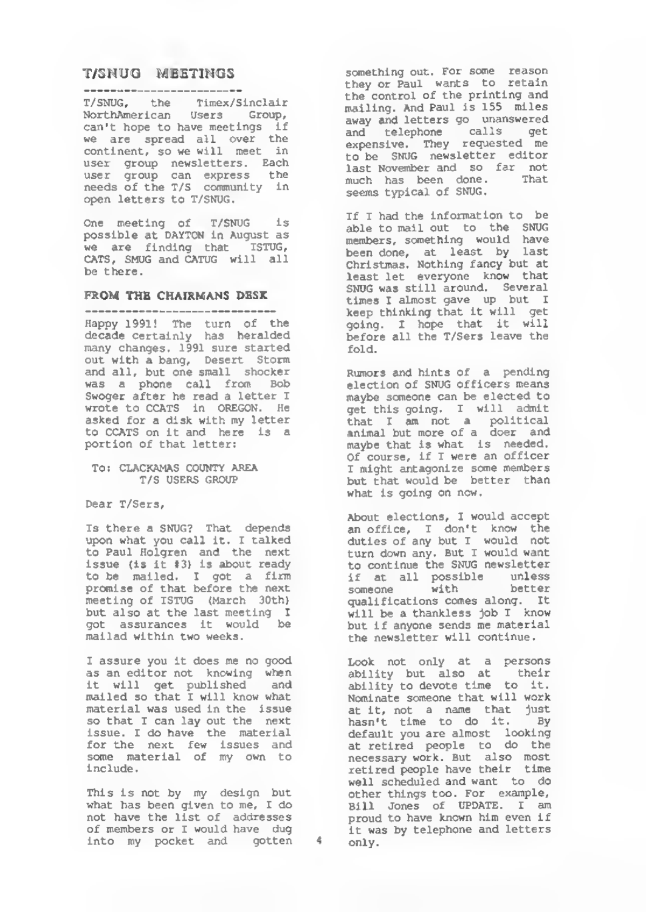## T/SNUG MEETINGS

T/SNUG, the Timex/Sinclair NorthAmerican Users Group, can't hope to have meetings if we are spread all over the continent, so we will meet in user group newsletters. Each user group can express the needs of the T/S community in open letters to T/SNUG.

One meeting of T/SNUG is possible at DAYTON in August as we are finding that ISTUG, CATS, SMUG and CATUG will all be there.

## FROM THE CHAIRMANS DESK

Happy 1991! The turn of the decade certainly has heralded many changes. 1991 sure started out with a bang, Desert Storm and all, but one small shocker was a phone call from Bob Swoger after he read a letter I wrote to CCATS in OREGON. He asked for a disk with my letter to CCATS on it and here is a portion of that letter:

To: CLACKAMAS COUNTY AREA
T/S USERS GROUP

Dear T/Sers,

Is there a SNUG? That depends upon what you call it. I talked to Paul Holgren and the next issue (is it #3) is about ready to be mailed. I got a firm promise of that before the next meeting of ISTUG (March 30th) but also at the last meeting I got assurances it would be mailad within two weeks.

I assure you it does me no good as an editor not knowing when it will get published and mailed so that I will know what material was used in the issue so that I can lay out the next issue. I do have the material for the next few issues and some material of my own to include.

This is not by my design but what has been given to me, I do not have the list of addresses of members or I would have dug into my pocket and gotten something out. For some reason they or Paul wants to retain the control of the printing and mailing. And Paul is 155 miles away and letters go unanswered and telephone calls get expensive. They requested me to be SNUG newsletter editor last November and so far not much has been done. That seems typical of SNUG.

If I had the information to be able to mail out to the SNUG members, something would have been done, at least by last Christmas. Nothing fancy but at least let everyone know that SNUG was still around. Several times I almost gave up but I keep thinking that it will get going. I hope that it will before all the T/Sers leave the fold.

Rumors and hints of a pending election of SNUG officers means maybe someone can be elected to get this going. I will admit that I am not a political animal but more of a doer and maybe that is what is needed. Of course, if I were an officer I might antagonize some members but that would be better than what is going on now.

About elections, I would accept an office, I don't know the duties of any but I would not turn down any. But I would want to continue the SNUG newsletter if at all possible unless someone with better qualifications comes along. It will be a thankless job I know but if anyone sends me material the newsletter will continue.

Look not only at a persons ability but also at their ability to devote time to it. Nominate someone that will work at it, not a name that just hasn't time to do it. By default you are almost looking at retired people to do the necessary work. But also most retired people have their time well scheduled and want to do other things too. For example, Bill Jones of UPDATE. I am proud to have known him even if it was by telephone and letters only.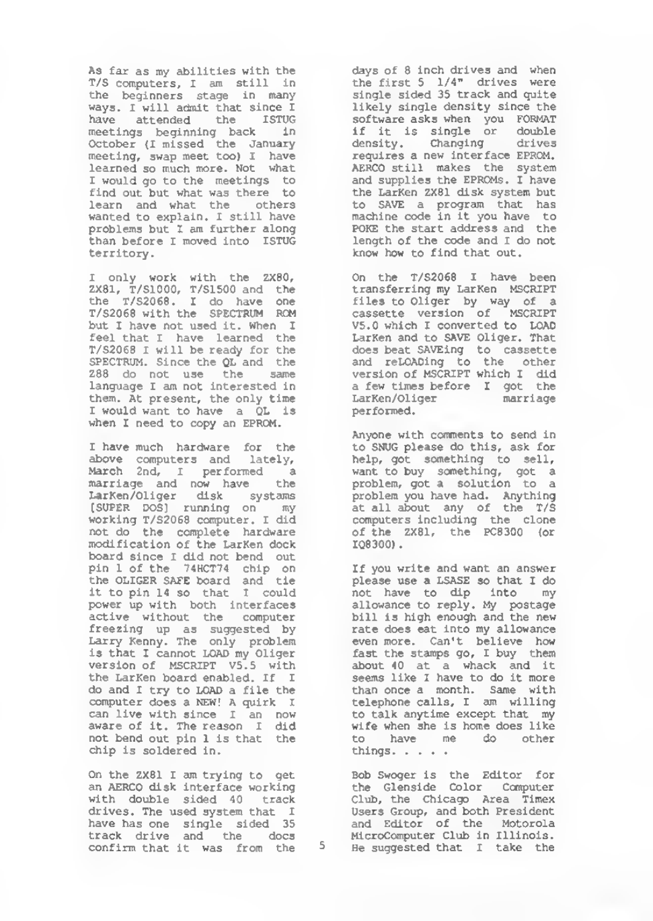As far as my abilities with the T/S computers, I am still in the beginners stage in many ways. I will admit that since I have attended the ISTUG meetings beginning back in October (I missed the January meeting, swap meet too) I have learned so much more. Not what I would go to the meetings to find out but what was there to learn and what the others wanted to explain. I still have problems but I am further along than before I moved into ISTUG territory.

I only work with the ZX80, ZX81, T/S1000, T/S1500 and the the T/S2068. I do have one T/S2068 with the SPECTRUM ROM but I have not used it. When I feel that I have learned the T/S2068 I will be ready for the SPECTRUM. Since the QL and the Z88 do not use the same language I am not interested in them. At present, the only time I would want to have a QL is when I need to copy an EPROM.

I have much hardware for the above computers and lately, March 2nd, I performed a marriage and now have the LarKen/Oliger disk systems [SUPER DOS] running on my working T/S2068 computer. I did not do the complete hardware modification of the LarKen dock board since I did not bend out pin 1 of the 74HCT74 chip on the OLIGER SAFE board and tie it to pin 14 so that I could power up with both interfaces active without the computer freezing up as suggested by Larry Kenny. The only problem is that I cannot LOAD my Oliger version of MSCRIPT V5.5 with the LarKen board enabled. If I do and I try to LOAD a file the computer does a NEW! A quirk I can live with since I an now aware of it. The reason I did not bend out pin 1 is that the chip is soldered in.

On the ZX81 I am trying to get an AERCO disk interface working with double sided 40 track drives. The used system that I have has one single sided 35 track drive and the docs confirm that it was from the days of 8 inch drives and when the first 5 1/4" drives were single sided 35 track and quite likely single density since the software asks when you FORMAT if it is single or double density. Changing drives requires a new interface EPROM. AERCO still makes the system and supplies the EPROMs. I have the LarKen ZX81 disk system but to SAVE a program that has machine code in it you have to POKE the start address and the length of the code and I do not know how to find that out.

On the T/S2068 I have been transferring my LarKen MSCRIPT files to Oliger by way of a cassette version of MSCRIPT V5.0 which I converted to LOAD LarKen and to SAVE Oliger. That does beat SAVEing to cassette and reLOADing to the other version of MSCRIPT which I did a few times before I got the LarKen/Oliger marriage performed.

Anyone with comments to send in to SNUG please do this, ask for help, got something to sell, want to buy something, got a problem, got a solution to a problem you have had. Anything at all about any of the T/S computers including the clone of the ZX81, the PC8300 (or IQ8300).

If you write and want an answer please use a LSASE so that I do not have to dip into my allowance to reply. My postage bill is high enough and the new rate does eat into my allowance even more. Can't believe how fast the stamps go, I buy them about 40 at a whack and it seems like I have to do it more than once a month. Same with telephone calls, I am willing to talk anytime except that my wife when she is home does like to have me do other things. . . . .

Bob Swoger is the Editor for the Glenside Color Computer Club, the Chicago Area Timex Users Group, and both President and Editor of the Motorola MicroComputer Club in Illinois. He suggested that I take the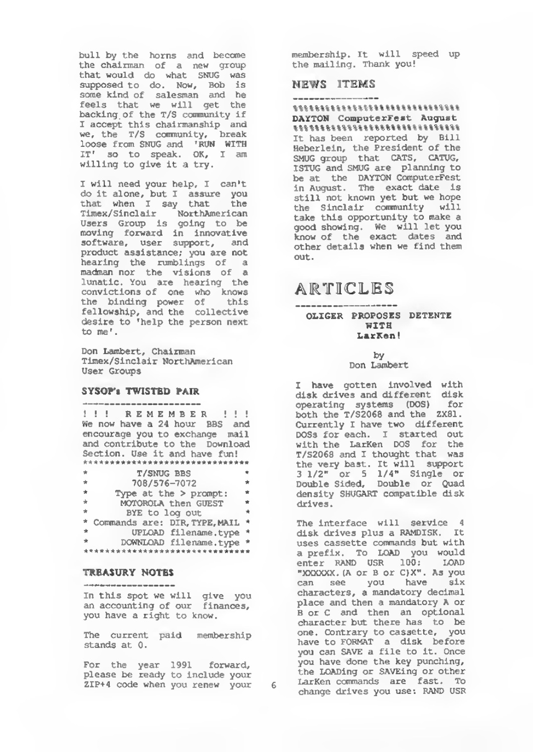bull by the horns and become the chairman of a new group that would do what SNUG was supposed to do. Now, Bob is some kind of salesman and he feels that we will get the backing of the T/S community if I accept this chairmanship and we, the T/S community, break loose from SNUG and 'RUN WITH IT' so to speak. OK, I am willing to give it a try.

I will need your help, I can't do it alone, but I assure you that when I say that the Timex/Sinclair NorthAmerican Users Group is going to be moving forward in innovative software, user support, and product assistance; you are not hearing the rumblings of a madman nor the visions of a lunatic. You are hearing the convictions of one who knows the binding power of this fellowship, and the collective desire to 'help the person next to me'.

Don Lambert, Chairman
Timex/Sinclair NorthAmerican User Groups

### SYSOP's TWISTED PAIR

! ! ! R E M E M B E R ! ! !
We now have a 24 hour BBS and encourage you to exchange mail and contribute to the Download Section. Use it and have fun!

```
********************************
*          T/SNUG BBS          *
*         708/576-7072         *
*     Type at the > prompt:    *
*     MOTOROLA then GUEST      *
*        BYE to log out        *
* Commands are: DIR,TYPE,MAIL  *
*     UPLOAD filename.type     *
*    DOWNLOAD filename.type    *
********************************
```

### TREASURY NOTES

In this spot we will give you an accounting of our finances, you have a right to know.

The current paid membership stands at 0.

For the year 1991 forward, please be ready to include your ZIP+4 code when you renew your membership. It will speed up the mailing. Thank you!

## NEWS ITEMS

%%%%%%%%%%%%%%%%%%%%%%%%%%%%%%%%

**DAYTON ComputerFest August**

%%%%%%%%%%%%%%%%%%%%%%%%%%%%%%%%

It has been reported by Bill Heberlein, the President of the SMUG group that CATS, CATUG, ISTUG and SMUG are planning to be at the DAYTON ComputerFest in August. The exact date is still not known yet but we hope the Sinclair community will take this opportunity to make a good showing. We will let you know of the exact dates and other details when we find them out.

# ARTICLES

### OLIGER PROPOSES DETENTE WITH LarKen!

by
Don Lambert

I have gotten involved with disk drives and different disk operating systems (DOS) for both the T/S2068 and the ZX81. Currently I have two different DOSs for each. I started out with the LarKen DOS for the T/S2068 and I thought that was the very bast. It will support 3 1/2" or 5 1/4" Single or Double Sided, Double or Quad density SHUGART compatible disk drives.

The interface will service 4 disk drives plus a RAMDISK. It uses cassette commands but with a prefix. To LOAD you would enter RAND USR 100: LOAD "XXXXXX.(A or B or C)X". As you can see you have six characters, a mandatory decimal place and then a mandatory A or B or C and then an optional character but there has to be one. Contrary to cassette, you have to FORMAT a disk before you can SAVE a file to it. Once you have done the key punching, the LOADing or SAVEing or other LarKen commands are fast. To change drives you use: RAND USR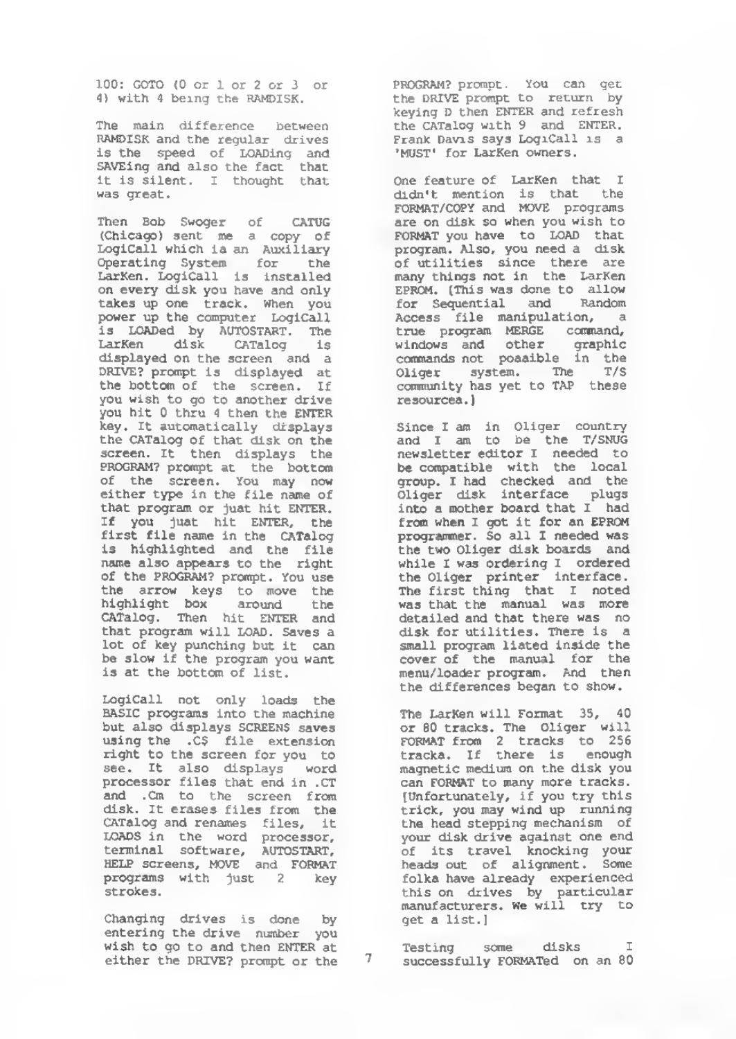100: GOTO (0 or 1 or 2 or 3 or 4) with 4 being the RAMDISK.

The main difference between RAMDISK and the regular drives is the speed of LOADing and SAVEing and also the fact that it is silent. I thought that was great.

Then Bob Swoger of CATUG (Chicago) sent me a copy of LogiCall which ia an Auxiliary Operating System for the LarKen. LogiCall is installed on every disk you have and only takes up one track. When you power up the computer LogiCall is LOADed by AUTOSTART. The LarKen disk CATalog is displayed on the screen and a DRIVE? prompt is displayed at the bottom of the screen. If you wish to go to another drive you hit 0 thru 4 then the ENTER key. It automatically displays the CATalog of that disk on the screen. It then displays the PROGRAM? prompt at the bottom of the screen. You may now either type in the file name of that program or juat hit ENTER. If you juat hit ENTER, the first file name in the CATalog is highlighted and the file name also appears to the right of the PROGRAM? prompt. You use the arrow keys to move the highlight box around the CATalog. Then hit ENTER and that program will LOAD. Saves a lot of key punching but it can be slow if the program you want is at the bottom of list.

LogiCall not only loads the BASIC programs into the machine but also displays SCREEN$ saves using the .C$ file extension right to the screen for you to see. It also displays word processor files that end in .CT and .Cm to the screen from disk. It erases files from the CATalog and renames files, it LOADS in the word processor, terminal software, AUTOSTART, HELP screens, MOVE and FORMAT programs with just 2 key strokes.

Changing drives is done by entering the drive number you wish to go to and then ENTER at either the DRIVE? prompt or the PROGRAM? prompt. You can get the DRIVE prompt to return by keying D then ENTER and refresh the CATalog with 9 and ENTER. Frank Davis says LogiCall is a 'MUST' for LarKen owners.

One feature of LarKen that I didn't mention is that the FORMAT/COPY and MOVE programs are on disk so when you wish to FORMAT you have to LOAD that program. Also, you need a disk of utilities since there are many things not in the LarKen EPROM. [This was done to allow for Sequential and Random Access file manipulation, a true program MERGE command, windows and other graphic commands not poasible in the Oliger system. The T/S community has yet to TAP these resourcea.]

Since I am in Oliger country and I am to be the T/SNUG newsletter editor I needed to be compatible with the local group. I had checked and the Oliger disk interface plugs into a mother board that I had from when I got it for an EPROM programmer. So all I needed was the two Oliger disk boards and while I was ordering I ordered the Oliger printer interface. The first thing that I noted was that the manual was more detailed and that there was no disk for utilities. There is a small program liated inside the cover of the manual for the menu/loader program. And then the differences began to show.

The LarKen will Format 35, 40 or 80 tracks. The Oliger will FORMAT from 2 tracks to 256 tracka. If there is enough magnetic medium on the disk you can FORMAT to many more tracks. [Unfortunately, if you try this trick, you may wind up running the head stepping mechanism of your disk drive against one end of its travel knocking your heads out of alignment. Some folka have already experienced this on drives by particular manufacturers. We will try to get a list.]

Testing some disks I successfully FORMATed on an 80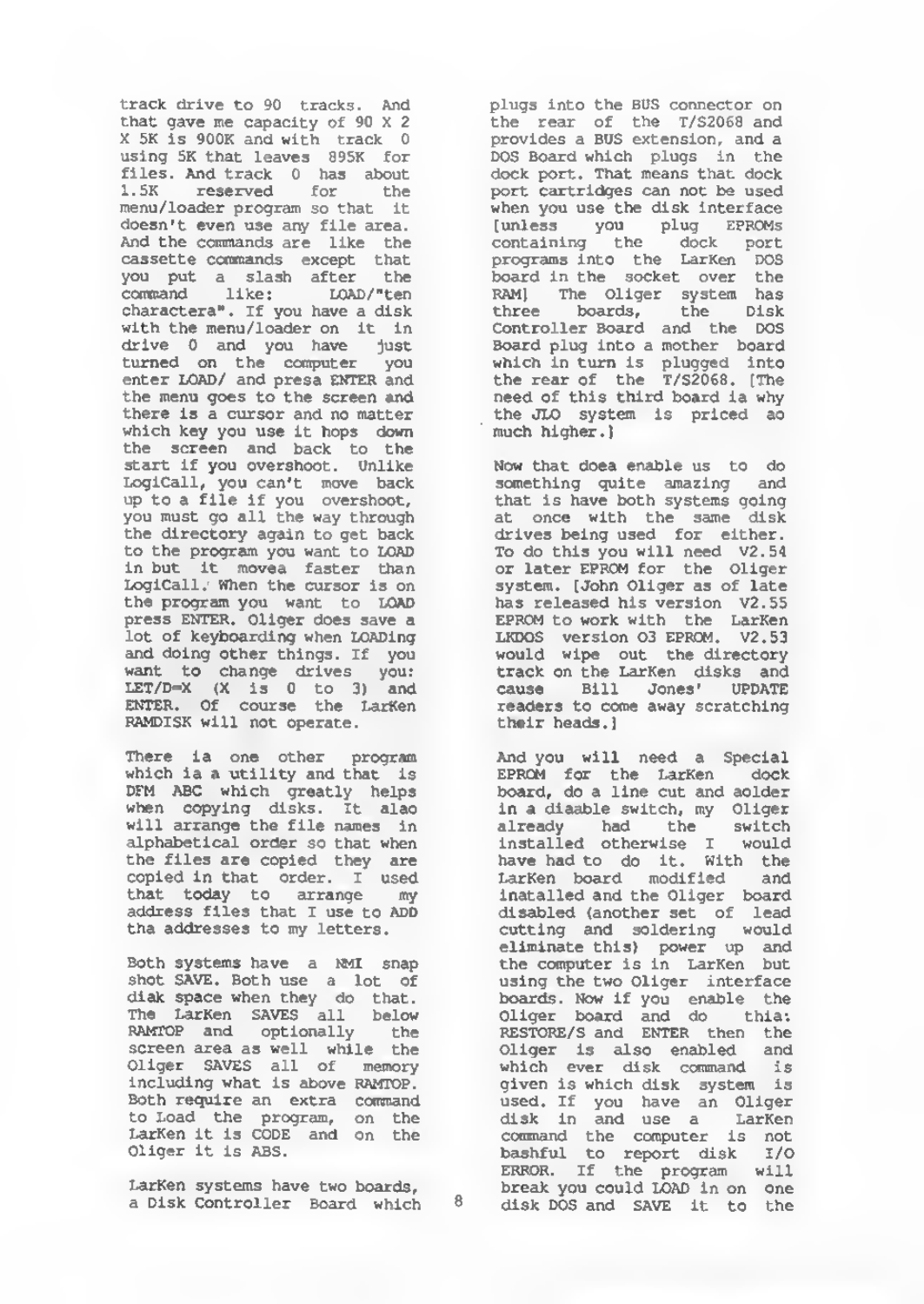track drive to 90 tracks. And that gave me capacity of 90 X 2 X 5K is 900K and with track 0 using 5K that leaves 895K for files. And track 0 has about 1.5K reserved for the menu/loader program so that it doesn't even use any file area. And the commands are like the cassette commands except that you put a slash after the command like: LOAD/"ten charactera". If you have a disk with the menu/loader on it in drive 0 and you have just turned on the computer you enter LOAD/ and presa ENTER and the menu goes to the screen and there is a cursor and no matter which key you use it hops down the screen and back to the start if you overshoot. Unlike LogiCall, you can't move back up to a file if you overshoot, you must go all the way through the directory again to get back to the program you want to LOAD in but it movea faster than LogiCall. When the cursor is on the program you want to LOAD press ENTER. Oliger does save a lot of keyboarding when LOADing and doing other things. If you want to change drives you: LET/D=X (X is 0 to 3) and ENTER. Of course the LarKen RAMDISK will not operate.

There ia one other program which ia a utility and that is DFM ABC which greatly helps when copying disks. It alao will arrange the file names in alphabetical order so that when the files are copied they are copied in that order. I used that today to arrange my address files that I use to ADD tha addresses to my letters.

Both systems have a NMI snap shot SAVE. Both use a lot of diak space when they do that. The LarKen SAVES all below RAMTOP and optionally the screen area as well while the Oliger SAVES all of memory including what is above RAMTOP. Both require an extra command to Load the program, on the LarKen it is CODE and on the Oliger it is ABS.

LarKen systems have two boards, a Disk Controller Board which plugs into the BUS connector on the rear of the T/S2068 and provides a BUS extension, and a DOS Board which plugs in the dock port. That means that dock port cartridges can not be used when you use the disk interface [unless you plug EPROMs containing the dock port programs into the LarKen DOS board in the socket over the RAM] The Oliger system has three boards, the Disk Controller Board and the DOS Board plug into a mother board which in turn is plugged into the rear of the T/S2068. [The need of this third board ia why the JLO system is priced ao much higher.]

Now that doea enable us to do something quite amazing and that is have both systems going at once with the same disk drives being used for either. To do this you will need V2.54 or later EPROM for the Oliger system. [John Oliger as of late has released his version V2.55 EPROM to work with the LarKen LKDOS version 03 EPROM. V2.53 would wipe out the directory track on the LarKen disks and cause Bill Jones' UPDATE readers to come away scratching their heads.]

And you will need a Special EPROM for the LarKen dock board, do a line cut and aolder in a diaable switch, my Oliger already had the switch installed otherwise I would have had to do it. With the LarKen board modified and inatalled and the Oliger board disabled (another set of lead cutting and soldering would eliminate this) power up and the computer is in LarKen but using the two Oliger interface boards. Now if you enable the Oliger board and do thia: RESTORE/S and ENTER then the Oliger is also enabled and which ever disk command is given is which disk system is used. If you have an Oliger disk in and use a LarKen command the computer is not bashful to report disk I/O ERROR. If the program will break you could LOAD in on one disk DOS and SAVE it to the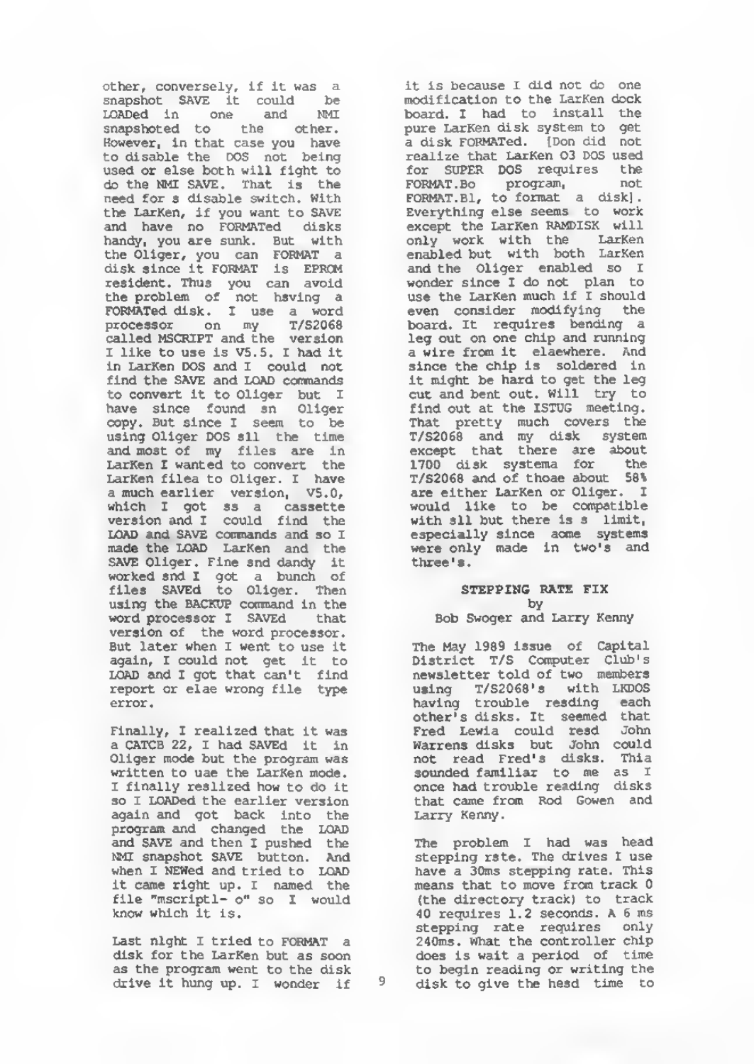other, conversely, if it was a snapshot SAVE it could be LOADed in one and NMI snapshoted to the other. However, in that case you have to disable the DOS not being used or else both will fight to do the NMI SAVE. That is the need for s disable switch. With the LarKen, if you want to SAVE and have no FORMATed disks handy, you are sunk. But with the Oliger, you can FORMAT a disk since it FORMAT is EPROM resident. Thus you can avoid the problem of not hsving a FORMATed disk. I use a word processor on my T/S2068 called MSCRIPT and the version I like to use is V5.5. I had it in LarKen DOS and I could not find the SAVE and LOAD commands to convert it to Oliger but I have since found sn Oliger copy. But since I seem to be using Oliger DOS sll the time and most of my files are in LarKen I wanted to convert the LarKen filea to Oliger. I have a much earlier version, V5.0, which I got ss a cassette version and I could find the LOAD and SAVE commands and so I made the LOAD LarKen and the SAVE Oliger. Fine snd dandy it worked snd I got a bunch of files SAVEd to Oliger. Then using the BACKUP command in the word processor I SAVEd that version of the word processor. But later when I went to use it again, I could not get it to LOAD and I got that can't find report or elae wrong file type error.

Finally, I realized that it was a CATCB 22, I had SAVEd it in Oliger mode but the program was written to uae the LarKen mode. I finally reslized how to do it so I LOADed the earlier version again and got back into the program and changed the LOAD and SAVE and then I pushed the NMI snapshot SAVE button. And when I NEWed and tried to LOAD it came right up. I named the file "mscript1- o" so I would know which it is.

Last nlght I tried to FORMAT a disk for the LarKen but as soon as the program went to the disk drive it hung up. I wonder if it is because I did not do one modification to the LarKen dock board. I had to install the pure LarKen disk system to get a disk FORMATed. [Don did not realize that LarKen O3 DOS used for SUPER DOS requires the FORMAT.Bo program, not FORMAT.B1, to format a disk]. Everything else seems to work except the LarKen RAMDISK will only work with the LarKen enabled but with both LarKen and the Oliger enabled so I wonder since I do not plan to use the LarKen much if I should even consider modifying the board. It requires bending a leg out on one chip and running a wire from it elaewhere. And since the chip is soldered in it might be hard to get the leg cut and bent out. Will try to find out at the ISTUG meeting. That pretty much covers the T/S2068 and my disk system except that there are about 1700 disk systema for the T/S2068 and of thoae about 58% are either LarKen or Oliger. I would like to be compatible with sll but there is s limit, especially since aome systems were only made in two's and three's.

## STEPPING RATE FIX

by
Bob Swoger and Larry Kenny

The May 1989 issue of Capital District T/S Computer Club's newsletter told of two members using T/S2068's with LKDOS having trouble resding each other's disks. It seemed that Fred Lewia could resd John Warrens disks but John could not read Fred's disks. Thia sounded familiar to me as I once had trouble reading disks that came from Rod Gowen and Larry Kenny.

The problem I had was head stepping rste. The drives I use have a 30ms stepping rate. This means that to move from track 0 (the directory track) to track 40 requires 1.2 seconds. A 6 ms stepping rate requires only 240ms. What the controller chip does is wait a period of time to begin reading or writing the disk to give the hesd time to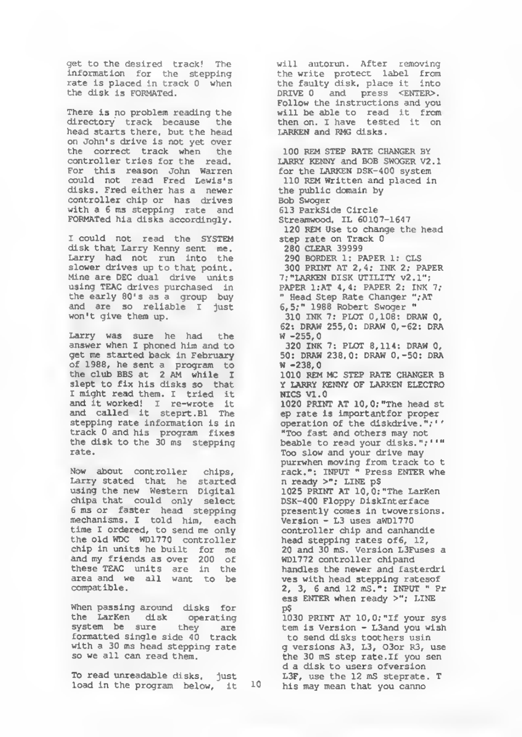get to the desired track! The information for the stepping rate is placed in track 0 when the disk is FORMATed.

There is no problem reading the directory track because the head starts there, but the head on John's drive is not yet over the correct track when the controller tries for the read. For this reason John Warren could not read Fred Lewis's disks. Fred either has a newer controller chip or has drives with a 6 ms stepping rate and FORMATed his disks accordingly.

I could not read the SYSTEM disk that Larry Kenny sent me. Larry had not run into the slower drives up to that point. Mine are DEC dual drive units using TEAC drives purchased in the early 80's as a group buy and are so reliable I just won't give them up.

Larry was sure he had the answer when I phoned him and to get me started back in February of 1988, he sent a program to the club BBS at 2 AM while I slept to fix his disks so that I might read them. I tried it and it worked! I re-wrote it and called it steprt.B1 The stepping rate information is in track 0 and his program fixes the disk to the 30 ms stepping rate.

Now about controller chips, Larry stated that he started using the new Western Digital chipa that could only select 6 ms or faster head stepping mechanisms. I told him, each time I ordered, to send me only the old WDC WD1770 controller chip in units he built for me and my friends as over 200 of these TEAC units are in the area and we all want to be compatible.

When passing around disks for the LarKen disk operating system be sure they are formatted single side 40 track with a 30 ms head stepping rate so we all can read them.

To read unreadable disks, just load in the program below, it will autorun. After removing the write protect label from the faulty disk, place it into DRIVE 0 and press <ENTER>. Follow the instructions and you will be able to read it from then on. I have tested it on LARKEN and RMG disks.

```
 100 REM STEP RATE CHANGER BY
LARRY KENNY and BOB SWOGER V2.1
for the LARKEN DSK-400 system
 110 REM Written and placed in
the public domain by
Bob Swoger
613 ParkSide Circle
Streamwood, IL 60107-1647
 120 REM Use to change the head
step rate on Track 0
 280 CLEAR 39999
 290 BORDER 1: PAPER 1: CLS
 300 PRINT AT 2,4; INK 2; PAPER
7;"LARKEN DISK UTILITY v2.1";
PAPER 1;AT 4,4; PAPER 2; INK 7;
" Head Step Rate Changer ";AT
6,5;" 1988 Robert Swoger "
 310 INK 7: PLOT 0,108: DRAW 0,
62: DRAW 255,0: DRAW 0,-62: DRA
W -255,0
 320 INK 7: PLOT 8,114: DRAW 0,
50: DRAW 238,0: DRAW 0,-50: DRA
W -238,0
1010 REM MC STEP RATE CHANGER B
Y LARRY KENNY OF LARKEN ELECTRO
NICS V1.0
1020 PRINT AT 10,0;"The head st
ep rate is importantfor proper
operation of the diskdrive.";''
"Too fast and others may not
beable to read your disks.";''"
Too slow and your drive may
purrwhen moving from track to t
rack.": INPUT " Press ENTER whe
n ready >": LINE p$
1025 PRINT AT 10,0;"The LarKen
DSK-400 Floppy DiskInterface
presently comes in twoversions.
Version - L3 uses aWD1770
controller chip and canhandie
head stepping rates of6, 12,
20 and 30 mS. Version L3Fuses a
WD1772 controller chipand
handles the newer and fasterdri
ves with head stepping ratesof
2, 3, 6 and 12 mS.": INPUT " Pr
ess ENTER when ready >": LINE
p$
1030 PRINT AT 10,0;"If your sys
tem is Version - L3and you wish
 to send disks toothers usin
g versions A3, L3, O3or R3, use
the 30 mS step rate.If you sen
d a disk to users ofversion
L3F, use the 12 mS steprate. T
his may mean that you canno
```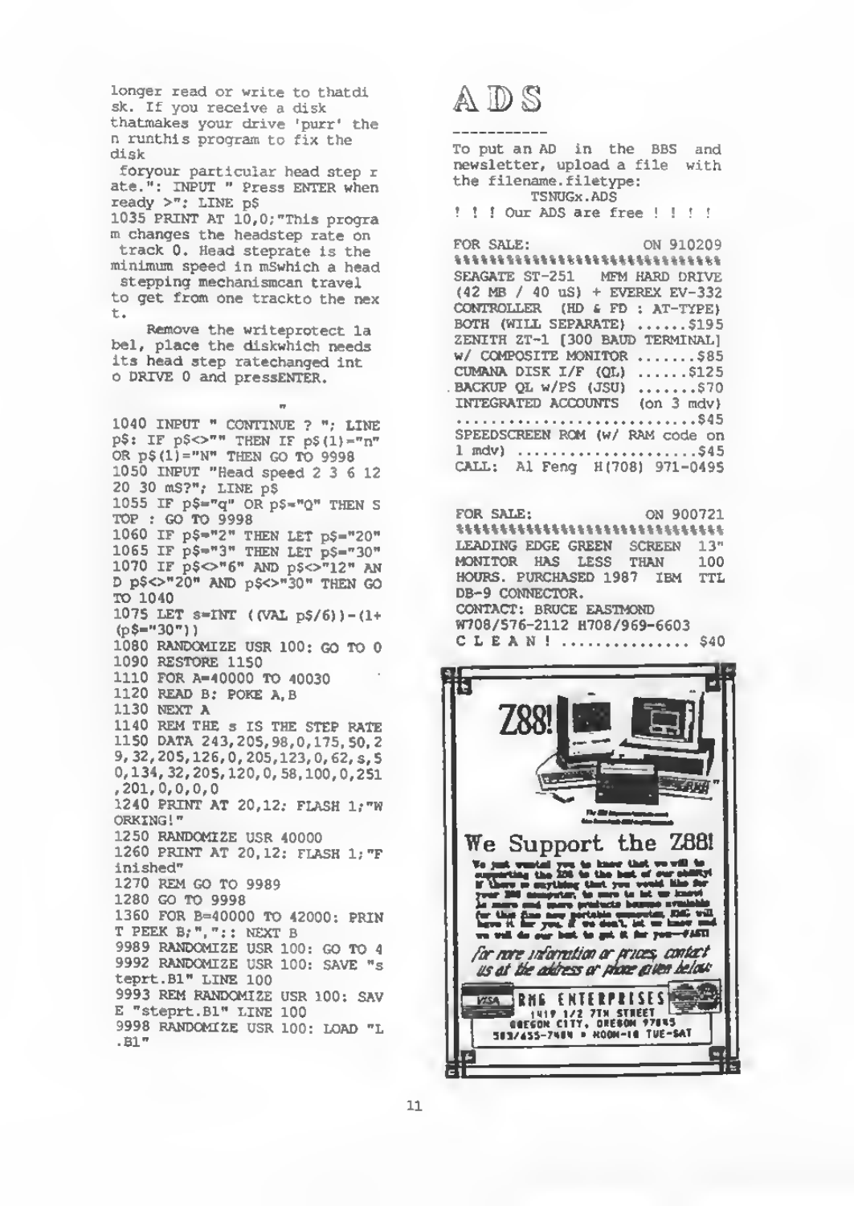```
longer read or write to thatdi
sk. If you receive a disk
thatmakes your drive 'purr' the
n runthis program to fix the
disk
 foryour particular head step r
ate.": INPUT " Press ENTER when
ready >"; LINE p$
1035 PRINT AT 10,0;"This progra
m changes the headstep rate on
 track 0. Head steprate is the
minimum speed in mSwhich a head
 stepping mechanismcan travel
to get from one trackto the nex
t.
    Remove the writeprotect la
bel, place the diskwhich needs
its head step ratechanged int
o DRIVE 0 and pressENTER.

                    "
1040 INPUT " CONTINUE ? "; LINE
p$: IF p$<>"" THEN IF p$(1)="n"
OR p$(1)="N" THEN GO TO 9998
1050 INPUT "Head speed 2 3 6 12
20 30 mS?"; LINE p$
1055 IF p$="q" OR p$="Q" THEN S
TOP : GO TO 9998
1060 IF p$="2" THEN LET p$="20"
1065 IF p$="3" THEN LET p$="30"
1070 IF p$<>"6" AND p$<>"12" AN
D p$<>"20" AND p$<>"30" THEN GO
TO 1040
1075 LET s=INT ((VAL p$/6))-(1+
(p$="30"))
1080 RANDOMIZE USR 100: GO TO 0
1090 RESTORE 1150
1110 FOR A=40000 TO 40030
1120 READ B: POKE A,B
1130 NEXT A
1140 REM THE s IS THE STEP RATE
1150 DATA 243,205,98,0,175,50,2
9,32,205,126,0,205,123,0,62,s,5
0,134,32,205,120,0,58,100,0,251
,201,0,0,0,0
1240 PRINT AT 20,12; FLASH 1;"W
ORKING!"
1250 RANDOMIZE USR 40000
1260 PRINT AT 20,12; FLASH 1;"F
inished"
1270 REM GO TO 9989
1280 GO TO 9998
1360 FOR B=40000 TO 42000: PRIN
T PEEK B;",":: NEXT B
9989 RANDOMIZE USR 100: GO TO 4
9992 RANDOMIZE USR 100: SAVE "s
teprt.B1" LINE 100
9993 REM RANDOMIZE USR 100: SAV
E "steprt.B1" LINE 100
9998 RANDOMIZE USR 100: LOAD "L
.B1"
```

# ADS

-----------

To put an AD in the BBS and newsletter, upload a file with the filename.filetype:

TSNUGx.ADS

! ! ! Our ADS are free ! ! ! !

FOR SALE: ON 910209

$$$$$$$$$$$$$$$$$$$$$$$$$$$$$$$$

SEAGATE ST-251 MFM HARD DRIVE (42 MB / 40 uS) + EVEREX EV-332 CONTROLLER (HD & FD : AT-TYPE) BOTH (WILL SEPARATE) ......$195
ZENITH ZT-1 [300 BAUD TERMINAL] w/ COMPOSITE MONITOR .......$85
CUMANA DISK I/F (QL) ......$125
BACKUP QL w/PS (JSU) .......$70
INTEGRATED ACCOUNTS (on 3 mdv) ............................$45
SPEEDSCREEN ROM (w/ RAM code on 1 mdv) ......................$45
CALL: Al Feng H(708) 971-0495

FOR SALE: ON 900721

$$$$$$$$$$$$$$$$$$$$$$$$$$$$$$$$

LEADING EDGE GREEN SCREEN 13" MONITOR HAS LESS THAN 100 HOURS. PURCHASED 1987 IBM TTL DB-9 CONNECTOR.
CONTACT: BRUCE EASTMOND
W708/576-2112 H708/969-6603
C L E A N ! ............... $40

Z88!

We Support the Z88!

We just wanted you to know that we will be supporting the Z88 to the best of our ability! If there is anything that you would like for your Z88 computer, be sure to let us know! As more and more products become available for that fine new portable computer, RMG will have it for you. If we don't, let us know and we will do our best to get it for you—FAST!

*For more information or prices, contact us at the address or phone given below*

RMG ENTERPRISES
1419 1/2 7TH STREET
OREGON CITY, OREGON 97045
503/655-7484 • NOON-10 TUE-SAT